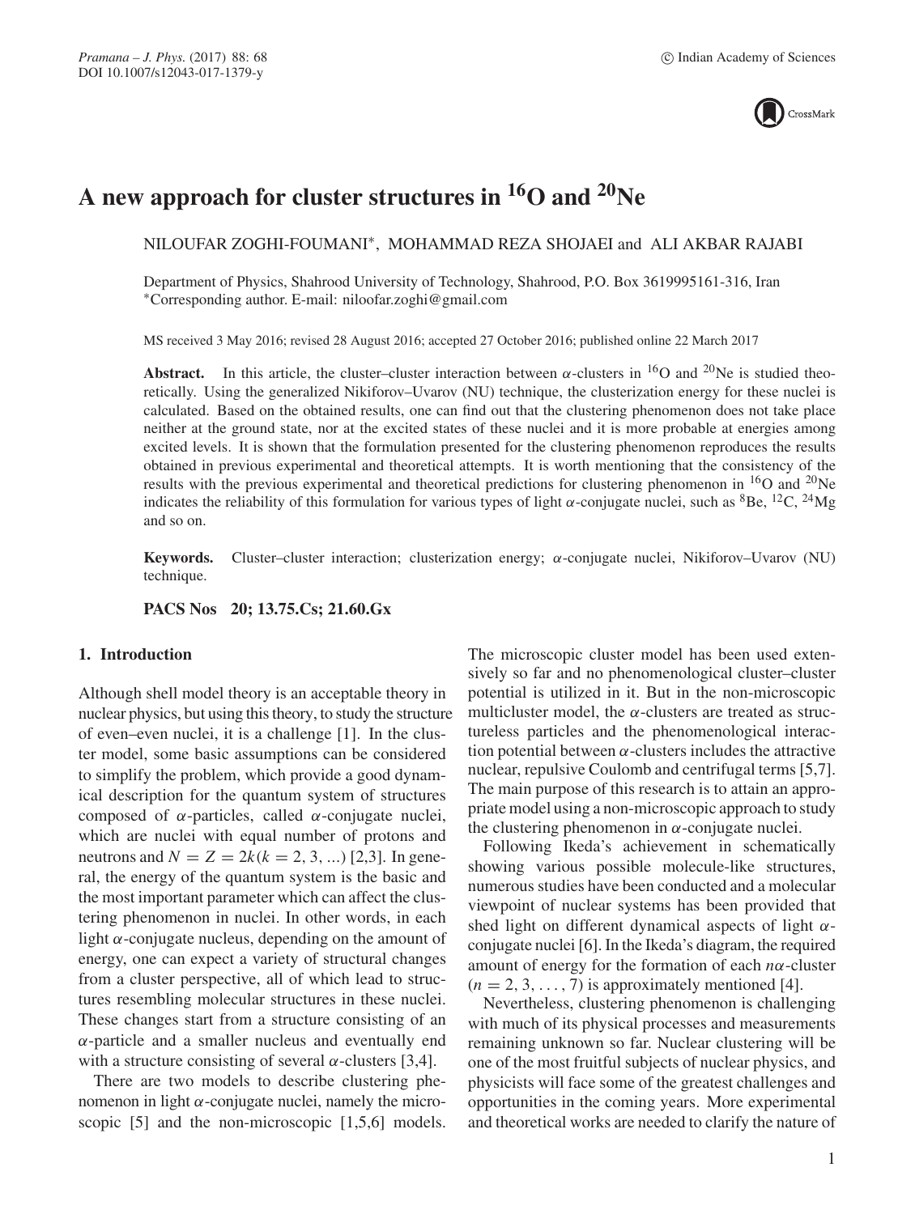# A new approach for cluster structures in $^{16}$O and $^{20}$Ne

NILOUFAR ZOGHI-FOUMANI*, MOHAMMAD REZA SHOJAEI and ALI AKBAR RAJABI

Department of Physics, Shahrood University of Technology, Shahrood, P.O. Box 3619995161-316, Iran
*Corresponding author. E-mail: niloofar.zoghi@gmail.com

MS received 3 May 2016; revised 28 August 2016; accepted 27 October 2016; published online 22 March 2017

**Abstract.** In this article, the cluster–cluster interaction between $\alpha$-clusters in $^{16}$O and $^{20}$Ne is studied theoretically. Using the generalized Nikiforov–Uvarov (NU) technique, the clusterization energy for these nuclei is calculated. Based on the obtained results, one can find out that the clustering phenomenon does not take place neither at the ground state, nor at the excited states of these nuclei and it is more probable at energies among excited levels. It is shown that the formulation presented for the clustering phenomenon reproduces the results obtained in previous experimental and theoretical attempts. It is worth mentioning that the consistency of the results with the previous experimental and theoretical predictions for clustering phenomenon in $^{16}$O and $^{20}$Ne indicates the reliability of this formulation for various types of light $\alpha$-conjugate nuclei, such as $^{8}$Be, $^{12}$C, $^{24}$Mg and so on.

**Keywords.** Cluster–cluster interaction; clusterization energy; $\alpha$-conjugate nuclei, Nikiforov–Uvarov (NU) technique.

**PACS Nos 20; 13.75.Cs; 21.60.Gx**

## 1. Introduction

Although shell model theory is an acceptable theory in nuclear physics, but using this theory, to study the structure of even–even nuclei, it is a challenge [1]. In the cluster model, some basic assumptions can be considered to simplify the problem, which provide a good dynamical description for the quantum system of structures composed of $\alpha$-particles, called $\alpha$-conjugate nuclei, which are nuclei with equal number of protons and neutrons and $N = Z = 2k (k = 2, 3, ...)$ [2,3]. In general, the energy of the quantum system is the basic and the most important parameter which can affect the clustering phenomenon in nuclei. In other words, in each light $\alpha$-conjugate nucleus, depending on the amount of energy, one can expect a variety of structural changes from a cluster perspective, all of which lead to structures resembling molecular structures in these nuclei. These changes start from a structure consisting of an $\alpha$-particle and a smaller nucleus and eventually end with a structure consisting of several $\alpha$-clusters [3,4].

There are two models to describe clustering phenomenon in light $\alpha$-conjugate nuclei, namely the microscopic [5] and the non-microscopic [1,5,6] models. The microscopic cluster model has been used extensively so far and no phenomenological cluster–cluster potential is utilized in it. But in the non-microscopic multicluster model, the $\alpha$-clusters are treated as structureless particles and the phenomenological interaction potential between $\alpha$-clusters includes the attractive nuclear, repulsive Coulomb and centrifugal terms [5,7]. The main purpose of this research is to attain an appropriate model using a non-microscopic approach to study the clustering phenomenon in $\alpha$-conjugate nuclei.

Following Ikeda's achievement in schematically showing various possible molecule-like structures, numerous studies have been conducted and a molecular viewpoint of nuclear systems has been provided that shed light on different dynamical aspects of light $\alpha$-conjugate nuclei [6]. In the Ikeda's diagram, the required amount of energy for the formation of each $n\alpha$-cluster $(n = 2, 3, \ldots, 7)$ is approximately mentioned [4].

Nevertheless, clustering phenomenon is challenging with much of its physical processes and measurements remaining unknown so far. Nuclear clustering will be one of the most fruitful subjects of nuclear physics, and physicists will face some of the greatest challenges and opportunities in the coming years. More experimental and theoretical works are needed to clarify the nature of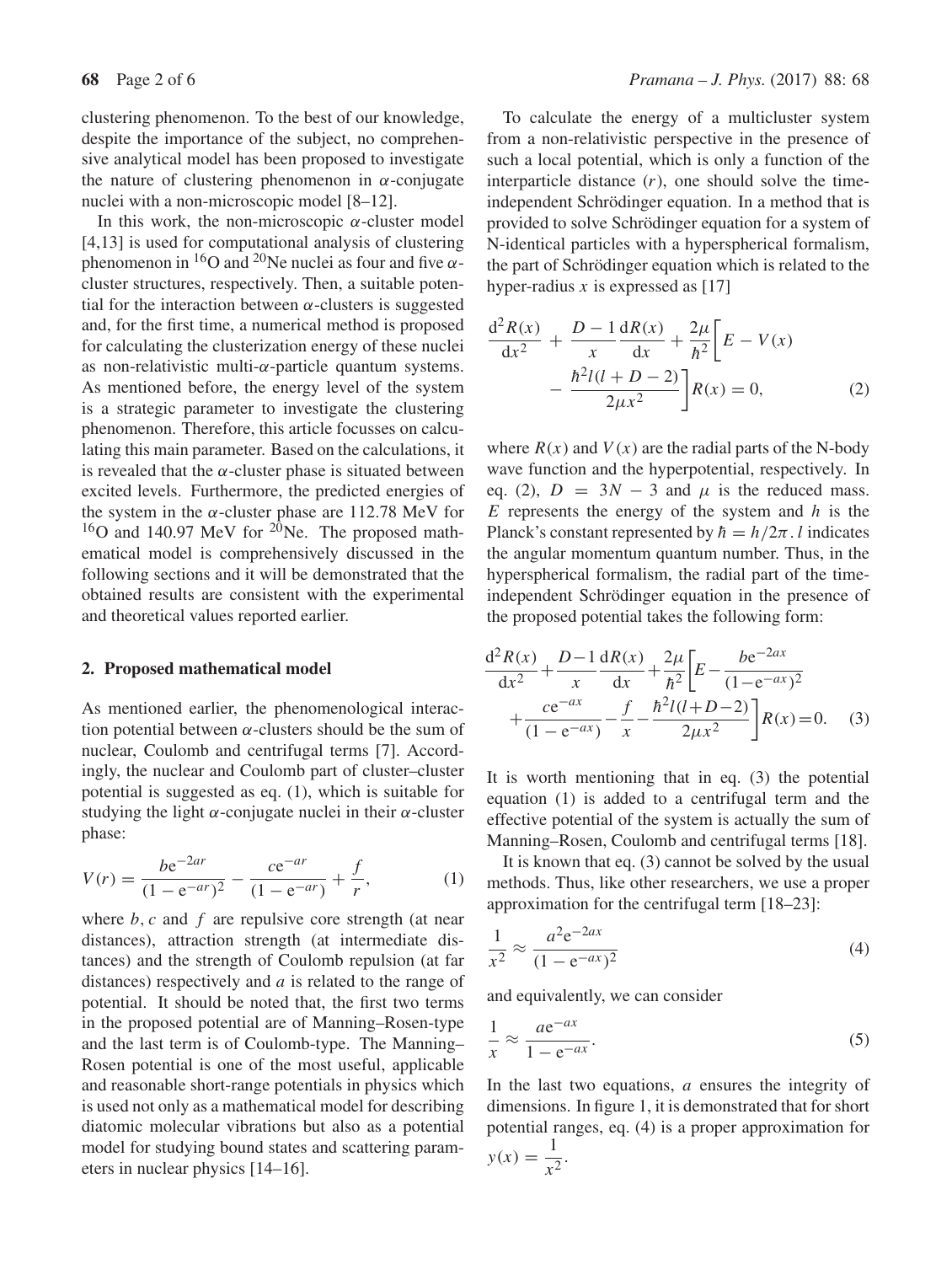clustering phenomenon. To the best of our knowledge, despite the importance of the subject, no comprehensive analytical model has been proposed to investigate the nature of clustering phenomenon in $\alpha$-conjugate nuclei with a non-microscopic model [8–12].

In this work, the non-microscopic $\alpha$-cluster model [4,13] is used for computational analysis of clustering phenomenon in $^{16}$O and $^{20}$Ne nuclei as four and five $\alpha$-cluster structures, respectively. Then, a suitable potential for the interaction between $\alpha$-clusters is suggested and, for the first time, a numerical method is proposed for calculating the clusterization energy of these nuclei as non-relativistic multi-$\alpha$-particle quantum systems. As mentioned before, the energy level of the system is a strategic parameter to investigate the clustering phenomenon. Therefore, this article focusses on calculating this main parameter. Based on the calculations, it is revealed that the $\alpha$-cluster phase is situated between excited levels. Furthermore, the predicted energies of the system in the $\alpha$-cluster phase are 112.78 MeV for $^{16}$O and 140.97 MeV for $^{20}$Ne. The proposed mathematical model is comprehensively discussed in the following sections and it will be demonstrated that the obtained results are consistent with the experimental and theoretical values reported earlier.

## 2. Proposed mathematical model

As mentioned earlier, the phenomenological interaction potential between $\alpha$-clusters should be the sum of nuclear, Coulomb and centrifugal terms [7]. Accordingly, the nuclear and Coulomb part of cluster–cluster potential is suggested as eq. (1), which is suitable for studying the light $\alpha$-conjugate nuclei in their $\alpha$-cluster phase:

$$V(r) = \frac{b\mathrm{e}^{-2ar}}{(1-\mathrm{e}^{-ar})^2} - \frac{c\mathrm{e}^{-ar}}{(1-\mathrm{e}^{-ar})} + \frac{f}{r}, \tag{1}$$

where $b, c$ and $f$ are repulsive core strength (at near distances), attraction strength (at intermediate distances) and the strength of Coulomb repulsion (at far distances) respectively and $a$ is related to the range of potential. It should be noted that, the first two terms in the proposed potential are of Manning–Rosen-type and the last term is of Coulomb-type. The Manning–Rosen potential is one of the most useful, applicable and reasonable short-range potentials in physics which is used not only as a mathematical model for describing diatomic molecular vibrations but also as a potential model for studying bound states and scattering parameters in nuclear physics [14–16].

To calculate the energy of a multicluster system from a non-relativistic perspective in the presence of such a local potential, which is only a function of the interparticle distance ($r$), one should solve the time-independent Schrödinger equation. In a method that is provided to solve Schrödinger equation for a system of N-identical particles with a hyperspherical formalism, the part of Schrödinger equation which is related to the hyper-radius $x$ is expressed as [17]

$$\frac{\mathrm{d}^2R(x)}{\mathrm{d}x^2} + \frac{D-1}{x}\frac{\mathrm{d}R(x)}{\mathrm{d}x} + \frac{2\mu}{\hbar^2}\left[E - V(x) - \frac{\hbar^2 l(l+D-2)}{2\mu x^2}\right]R(x) = 0, \tag{2}$$

where $R(x)$ and $V(x)$ are the radial parts of the N-body wave function and the hyperpotential, respectively. In eq. (2), $D = 3N-3$ and $\mu$ is the reduced mass. $E$ represents the energy of the system and $h$ is the Planck's constant represented by $\hbar = h/2\pi$. $l$ indicates the angular momentum quantum number. Thus, in the hyperspherical formalism, the radial part of the time-independent Schrödinger equation in the presence of the proposed potential takes the following form:

$$\frac{\mathrm{d}^2R(x)}{\mathrm{d}x^2} + \frac{D-1}{x}\frac{\mathrm{d}R(x)}{\mathrm{d}x} + \frac{2\mu}{\hbar^2}\left[E - \frac{b\mathrm{e}^{-2ax}}{(1-\mathrm{e}^{-ax})^2} + \frac{c\mathrm{e}^{-ax}}{(1-\mathrm{e}^{-ax})} - \frac{f}{x} - \frac{\hbar^2 l(l+D-2)}{2\mu x^2}\right]R(x) = 0. \tag{3}$$

It is worth mentioning that in eq. (3) the potential equation (1) is added to a centrifugal term and the effective potential of the system is actually the sum of Manning–Rosen, Coulomb and centrifugal terms [18].

It is known that eq. (3) cannot be solved by the usual methods. Thus, like other researchers, we use a proper approximation for the centrifugal term [18–23]:

$$\frac{1}{x^2} \approx \frac{a^2\mathrm{e}^{-2ax}}{(1-\mathrm{e}^{-ax})^2} \tag{4}$$

and equivalently, we can consider

$$\frac{1}{x} \approx \frac{a\mathrm{e}^{-ax}}{1-\mathrm{e}^{-ax}}. \tag{5}$$

In the last two equations, $a$ ensures the integrity of dimensions. In figure 1, it is demonstrated that for short potential ranges, eq. (4) is a proper approximation for $y(x) = \dfrac{1}{x^2}$.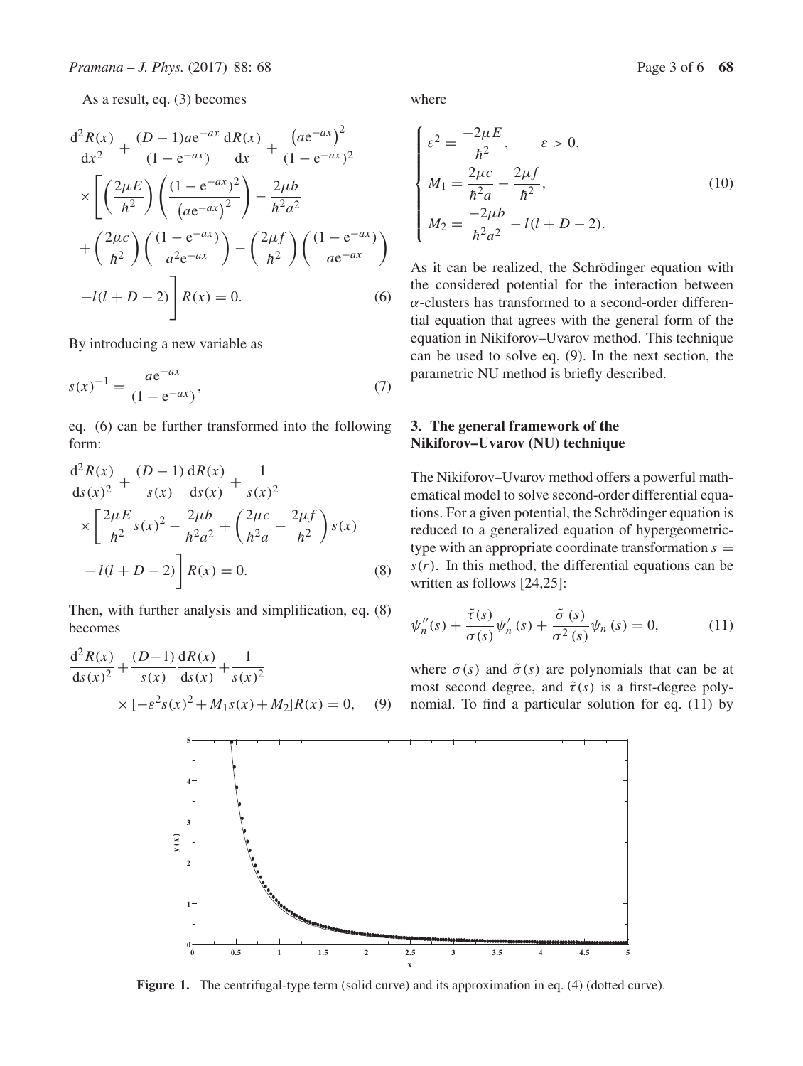As a result, eq. (3) becomes

$$\frac{\mathrm{d}^2R(x)}{\mathrm{d}x^2}+\frac{(D-1)a\mathrm{e}^{-ax}}{(1-\mathrm{e}^{-ax})}\frac{\mathrm{d}R(x)}{\mathrm{d}x}+\frac{\left(a\mathrm{e}^{-ax}\right)^2}{(1-\mathrm{e}^{-ax})^2}\times\left[\left(\frac{2\mu E}{\hbar^2}\right)\left(\frac{(1-\mathrm{e}^{-ax})^2}{\left(a\mathrm{e}^{-ax}\right)^2}\right)-\frac{2\mu b}{\hbar^2a^2}+\left(\frac{2\mu c}{\hbar^2}\right)\left(\frac{(1-\mathrm{e}^{-ax})}{a^2\mathrm{e}^{-ax}}\right)-\left(\frac{2\mu f}{\hbar^2}\right)\left(\frac{(1-\mathrm{e}^{-ax})}{a\mathrm{e}^{-ax}}\right)-l(l+D-2)\right]R(x)=0. \tag{6}$$

By introducing a new variable as

$$s(x)^{-1}=\frac{a\mathrm{e}^{-ax}}{(1-\mathrm{e}^{-ax})}, \tag{7}$$

eq. (6) can be further transformed into the following form:

$$\frac{\mathrm{d}^2R(x)}{\mathrm{d}s(x)^2}+\frac{(D-1)}{s(x)}\frac{\mathrm{d}R(x)}{\mathrm{d}s(x)}+\frac{1}{s(x)^2}\times\left[\frac{2\mu E}{\hbar^2}s(x)^2-\frac{2\mu b}{\hbar^2a^2}+\left(\frac{2\mu c}{\hbar^2a}-\frac{2\mu f}{\hbar^2}\right)s(x)-l(l+D-2)\right]R(x)=0. \tag{8}$$

Then, with further analysis and simplification, eq. (8) becomes

$$\frac{\mathrm{d}^2R(x)}{\mathrm{d}s(x)^2}+\frac{(D-1)}{s(x)}\frac{\mathrm{d}R(x)}{\mathrm{d}s(x)}+\frac{1}{s(x)^2}\times[-\varepsilon^2s(x)^2+M_1s(x)+M_2]R(x)=0, \tag{9}$$

where

$$\begin{cases}\varepsilon^2=\dfrac{-2\mu E}{\hbar^2}, \qquad \varepsilon>0,\\ M_1=\dfrac{2\mu c}{\hbar^2a}-\dfrac{2\mu f}{\hbar^2},\\ M_2=\dfrac{-2\mu b}{\hbar^2a^2}-l(l+D-2).\end{cases} \tag{10}$$

As it can be realized, the Schrödinger equation with the considered potential for the interaction between $\alpha$-clusters has transformed to a second-order differential equation that agrees with the general form of the equation in Nikiforov–Uvarov method. This technique can be used to solve eq. (9). In the next section, the parametric NU method is briefly described.

## 3. The general framework of the Nikiforov–Uvarov (NU) technique

The Nikiforov–Uvarov method offers a powerful mathematical model to solve second-order differential equations. For a given potential, the Schrödinger equation is reduced to a generalized equation of hypergeometric-type with an appropriate coordinate transformation $s = s(r)$. In this method, the differential equations can be written as follows [24,25]:

$$\psi_n''(s)+\frac{\tilde{\tau}(s)}{\sigma(s)}\psi_n'(s)+\frac{\tilde{\sigma}(s)}{\sigma^2(s)}\psi_n(s)=0, \tag{11}$$

where $\sigma(s)$ and $\tilde{\sigma}(s)$ are polynomials that can be at most second degree, and $\tilde{\tau}(s)$ is a first-degree polynomial. To find a particular solution for eq. (11) by

**Figure 1.** The centrifugal-type term (solid curve) and its approximation in eq. (4) (dotted curve).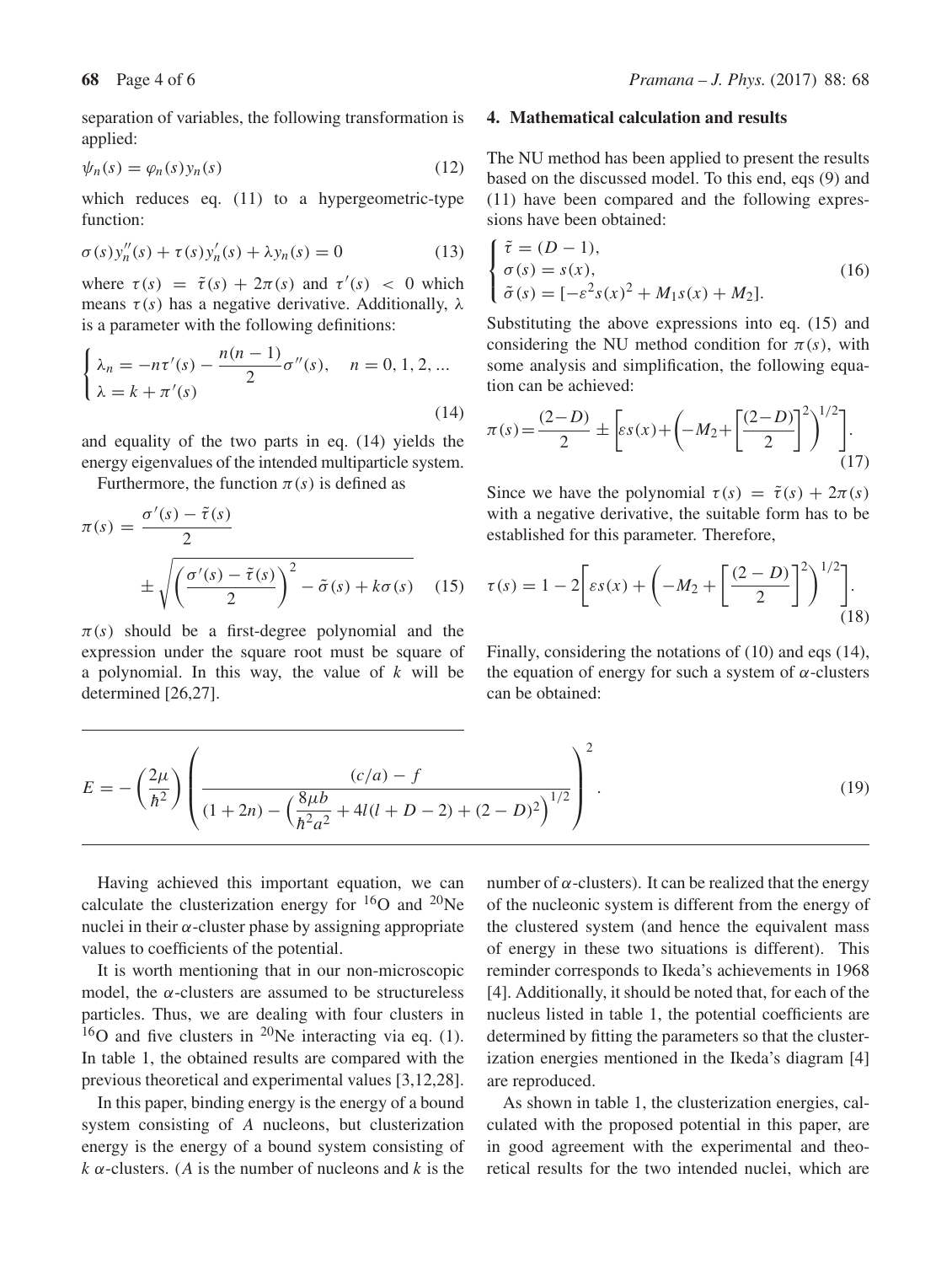separation of variables, the following transformation is applied:

$$\psi_n(s) = \varphi_n(s) y_n(s) \tag{12}$$

which reduces eq. (11) to a hypergeometric-type function:

$$\sigma(s) y_n''(s) + \tau(s) y_n'(s) + \lambda y_n(s) = 0 \tag{13}$$

where $\tau(s) = \tilde{\tau}(s) + 2\pi(s)$ and $\tau'(s) < 0$ which means $\tau(s)$ has a negative derivative. Additionally, $\lambda$ is a parameter with the following definitions:

$$\begin{cases} \lambda_n = -n\tau'(s) - \dfrac{n(n-1)}{2}\sigma''(s), & n = 0, 1, 2, ... \\ \lambda = k + \pi'(s) \end{cases} \tag{14}$$

and equality of the two parts in eq. (14) yields the energy eigenvalues of the intended multiparticle system.

Furthermore, the function $\pi(s)$ is defined as

$$\pi(s) = \frac{\sigma'(s) - \tilde{\tau}(s)}{2} \pm \sqrt{\left(\frac{\sigma'(s) - \tilde{\tau}(s)}{2}\right)^2 - \tilde{\sigma}(s) + k\sigma(s)} \tag{15}$$

$\pi(s)$ should be a first-degree polynomial and the expression under the square root must be square of a polynomial. In this way, the value of $k$ will be determined [26,27].

## 4. Mathematical calculation and results

The NU method has been applied to present the results based on the discussed model. To this end, eqs (9) and (11) have been compared and the following expressions have been obtained:

$$\begin{cases} \tilde{\tau} = (D-1), \\ \sigma(s) = s(x), \\ \tilde{\sigma}(s) = [-\varepsilon^2 s(x)^2 + M_1 s(x) + M_2]. \end{cases} \tag{16}$$

Substituting the above expressions into eq. (15) and considering the NU method condition for $\pi(s)$, with some analysis and simplification, the following equation can be achieved:

$$\pi(s) = \frac{(2-D)}{2} \pm \left[\varepsilon s(x) + \left(-M_2 + \left[\frac{(2-D)}{2}\right]^2\right)^{1/2}\right]. \tag{17}$$

Since we have the polynomial $\tau(s) = \tilde{\tau}(s) + 2\pi(s)$ with a negative derivative, the suitable form has to be established for this parameter. Therefore,

$$\tau(s) = 1 - 2\left[\varepsilon s(x) + \left(-M_2 + \left[\frac{(2-D)}{2}\right]^2\right)^{1/2}\right]. \tag{18}$$

Finally, considering the notations of (10) and eqs (14), the equation of energy for such a system of $\alpha$-clusters can be obtained:

$$E = -\left(\frac{2\mu}{\hbar^2}\right)\left(\frac{(c/a) - f}{(1+2n) - \left(\dfrac{8\mu b}{\hbar^2 a^2} + 4l(l+D-2) + (2-D)^2\right)^{1/2}}\right)^2. \tag{19}$$

Having achieved this important equation, we can calculate the clusterization energy for $^{16}$O and $^{20}$Ne nuclei in their $\alpha$-cluster phase by assigning appropriate values to coefficients of the potential.

It is worth mentioning that in our non-microscopic model, the $\alpha$-clusters are assumed to be structureless particles. Thus, we are dealing with four clusters in $^{16}$O and five clusters in $^{20}$Ne interacting via eq. (1). In table 1, the obtained results are compared with the previous theoretical and experimental values [3,12,28].

In this paper, binding energy is the energy of a bound system consisting of $A$ nucleons, but clusterization energy is the energy of a bound system consisting of $k$ $\alpha$-clusters. ($A$ is the number of nucleons and $k$ is the number of $\alpha$-clusters). It can be realized that the energy of the nucleonic system is different from the energy of the clustered system (and hence the equivalent mass of energy in these two situations is different). This reminder corresponds to Ikeda's achievements in 1968 [4]. Additionally, it should be noted that, for each of the nucleus listed in table 1, the potential coefficients are determined by fitting the parameters so that the clusterization energies mentioned in the Ikeda's diagram [4] are reproduced.

As shown in table 1, the clusterization energies, calculated with the proposed potential in this paper, are in good agreement with the experimental and theoretical results for the two intended nuclei, which are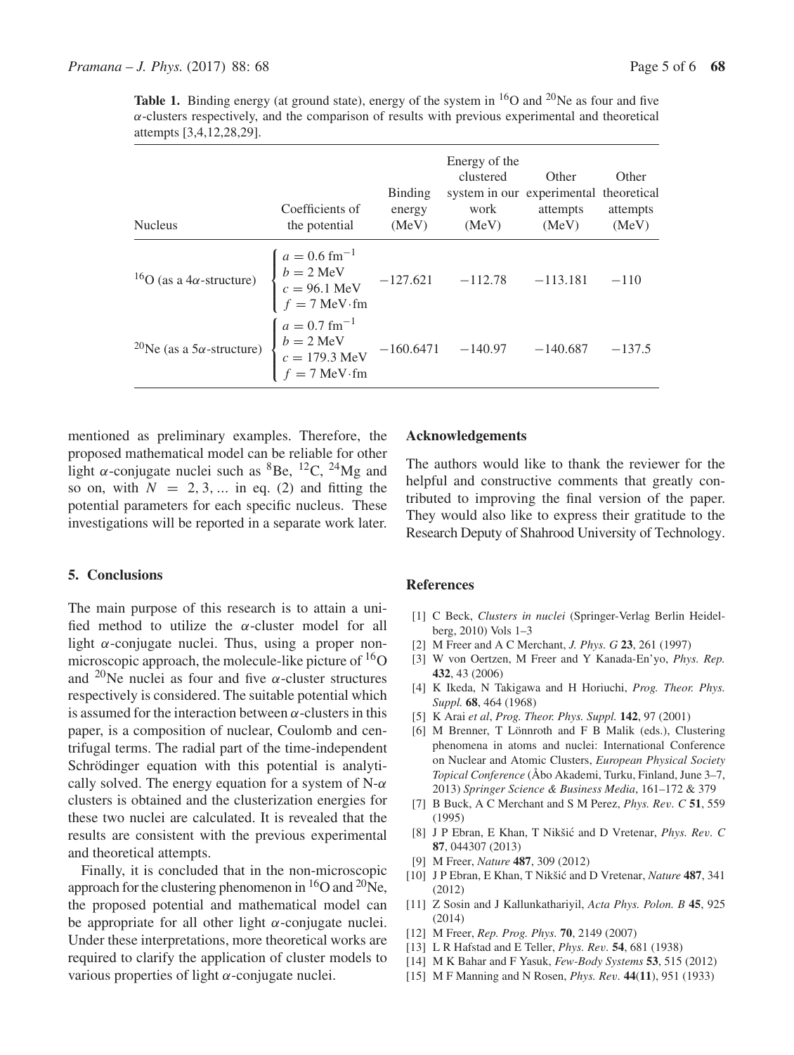**Table 1.** Binding energy (at ground state), energy of the system in $^{16}$O and $^{20}$Ne as four and five $\alpha$-clusters respectively, and the comparison of results with previous experimental and theoretical attempts [3,4,12,28,29].

| Nucleus | Coefficients of the potential | Binding energy (MeV) | Energy of the clustered system in our work (MeV) | Other experimental attempts (MeV) | Other theoretical attempts (MeV) |
|---|---|---|---|---|---|
| $^{16}$O (as a 4$\alpha$-structure) | $a = 0.6$ fm$^{-1}$, $b = 2$ MeV, $c = 96.1$ MeV, $f = 7$ MeV·fm | $-127.621$ | $-112.78$ | $-113.181$ | $-110$ |
| $^{20}$Ne (as a 5$\alpha$-structure) | $a = 0.7$ fm$^{-1}$, $b = 2$ MeV, $c = 179.3$ MeV, $f = 7$ MeV·fm | $-160.6471$ | $-140.97$ | $-140.687$ | $-137.5$ |

mentioned as preliminary examples. Therefore, the proposed mathematical model can be reliable for other light $\alpha$-conjugate nuclei such as $^{8}$Be, $^{12}$C, $^{24}$Mg and so on, with $N = 2, 3, \ldots$ in eq. (2) and fitting the potential parameters for each specific nucleus. These investigations will be reported in a separate work later.

## 5. Conclusions

The main purpose of this research is to attain a unified method to utilize the $\alpha$-cluster model for all light $\alpha$-conjugate nuclei. Thus, using a proper non-microscopic approach, the molecule-like picture of $^{16}$O and $^{20}$Ne nuclei as four and five $\alpha$-cluster structures respectively is considered. The suitable potential which is assumed for the interaction between $\alpha$-clusters in this paper, is a composition of nuclear, Coulomb and centrifugal terms. The radial part of the time-independent Schrödinger equation with this potential is analytically solved. The energy equation for a system of N-$\alpha$ clusters is obtained and the clusterization energies for these two nuclei are calculated. It is revealed that the results are consistent with the previous experimental and theoretical attempts.

Finally, it is concluded that in the non-microscopic approach for the clustering phenomenon in $^{16}$O and $^{20}$Ne, the proposed potential and mathematical model can be appropriate for all other light $\alpha$-conjugate nuclei. Under these interpretations, more theoretical works are required to clarify the application of cluster models to various properties of light $\alpha$-conjugate nuclei.

## Acknowledgements

The authors would like to thank the reviewer for the helpful and constructive comments that greatly contributed to improving the final version of the paper. They would also like to express their gratitude to the Research Deputy of Shahrood University of Technology.

## References

[1] C Beck, *Clusters in nuclei* (Springer-Verlag Berlin Heidelberg, 2010) Vols 1–3

[2] M Freer and A C Merchant, *J. Phys. G* **23**, 261 (1997)

[3] W von Oertzen, M Freer and Y Kanada-En'yo, *Phys. Rep.* **432**, 43 (2006)

[4] K Ikeda, N Takigawa and H Horiuchi, *Prog. Theor. Phys. Suppl.* **68**, 464 (1968)

[5] K Arai *et al*, *Prog. Theor. Phys. Suppl.* **142**, 97 (2001)

[6] M Brenner, T Lönnroth and F B Malik (eds.), Clustering phenomena in atoms and nuclei: International Conference on Nuclear and Atomic Clusters, *European Physical Society Topical Conference* (Åbo Akademi, Turku, Finland, June 3–7, 2013) *Springer Science & Business Media*, 161–172 & 379

[7] B Buck, A C Merchant and S M Perez, *Phys. Rev. C* **51**, 559 (1995)

[8] J P Ebran, E Khan, T Nikšić and D Vretenar, *Phys. Rev. C* **87**, 044307 (2013)

[9] M Freer, *Nature* **487**, 309 (2012)

[10] J P Ebran, E Khan, T Nikšić and D Vretenar, *Nature* **487**, 341 (2012)

[11] Z Sosin and J Kallunkathariyil, *Acta Phys. Polon. B* **45**, 925 (2014)

[12] M Freer, *Rep. Prog. Phys.* **70**, 2149 (2007)

[13] L R Hafstad and E Teller, *Phys. Rev.* **54**, 681 (1938)

[14] M K Bahar and F Yasuk, *Few-Body Systems* **53**, 515 (2012)

[15] M F Manning and N Rosen, *Phys. Rev.* **44**(**11**), 951 (1933)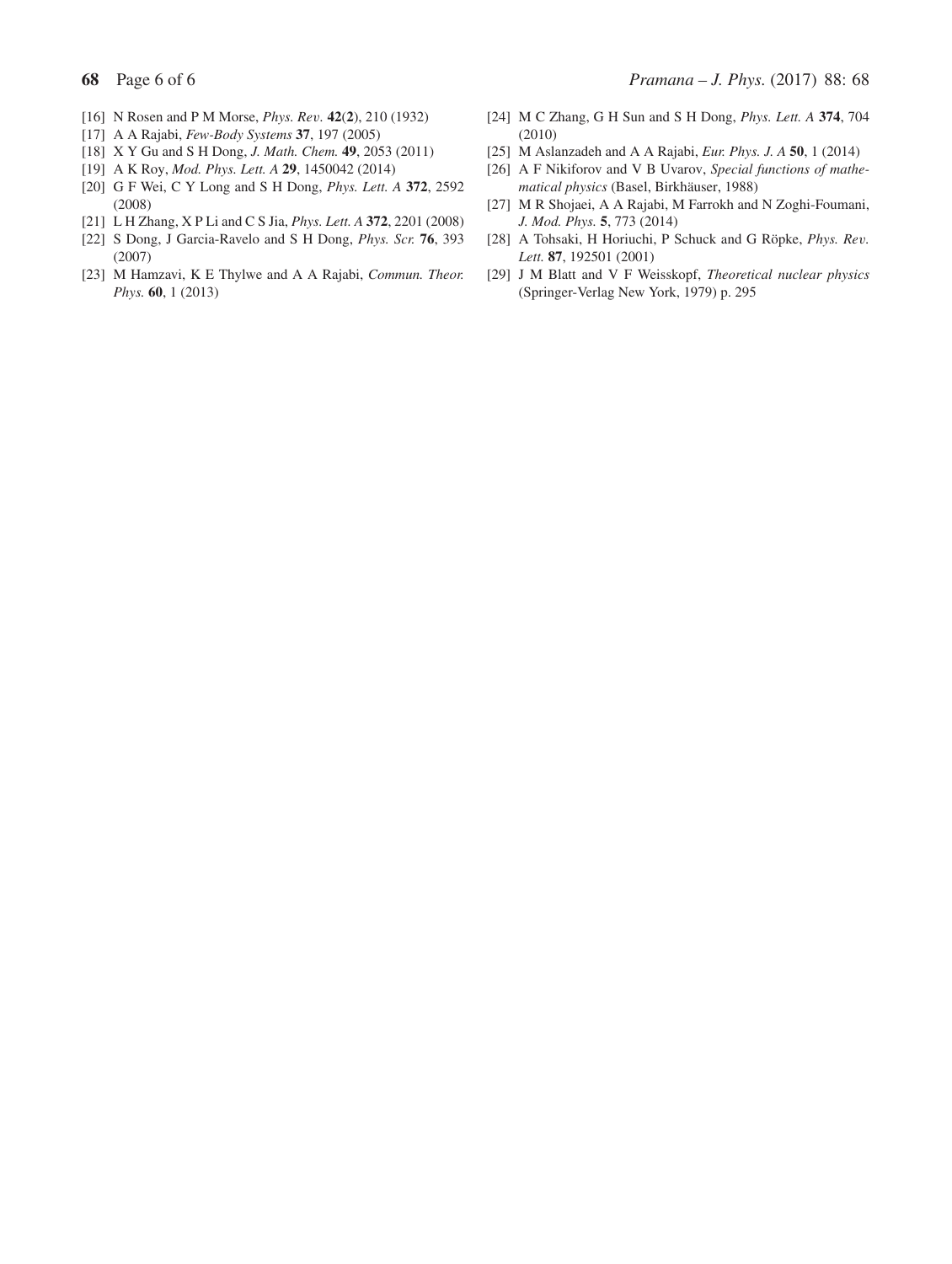[16] N Rosen and P M Morse, *Phys. Rev.* **42**(**2**), 210 (1932)
[17] A A Rajabi, *Few-Body Systems* **37**, 197 (2005)
[18] X Y Gu and S H Dong, *J. Math. Chem.* **49**, 2053 (2011)
[19] A K Roy, *Mod. Phys. Lett. A* **29**, 1450042 (2014)
[20] G F Wei, C Y Long and S H Dong, *Phys. Lett. A* **372**, 2592 (2008)
[21] L H Zhang, X P Li and C S Jia, *Phys. Lett. A* **372**, 2201 (2008)
[22] S Dong, J Garcia-Ravelo and S H Dong, *Phys. Scr.* **76**, 393 (2007)
[23] M Hamzavi, K E Thylwe and A A Rajabi, *Commun. Theor. Phys.* **60**, 1 (2013)
[24] M C Zhang, G H Sun and S H Dong, *Phys. Lett. A* **374**, 704 (2010)
[25] M Aslanzadeh and A A Rajabi, *Eur. Phys. J. A* **50**, 1 (2014)
[26] A F Nikiforov and V B Uvarov, *Special functions of mathematical physics* (Basel, Birkhäuser, 1988)
[27] M R Shojaei, A A Rajabi, M Farrokh and N Zoghi-Foumani, *J. Mod. Phys.* **5**, 773 (2014)
[28] A Tohsaki, H Horiuchi, P Schuck and G Röpke, *Phys. Rev. Lett.* **87**, 192501 (2001)
[29] J M Blatt and V F Weisskopf, *Theoretical nuclear physics* (Springer-Verlag New York, 1979) p. 295